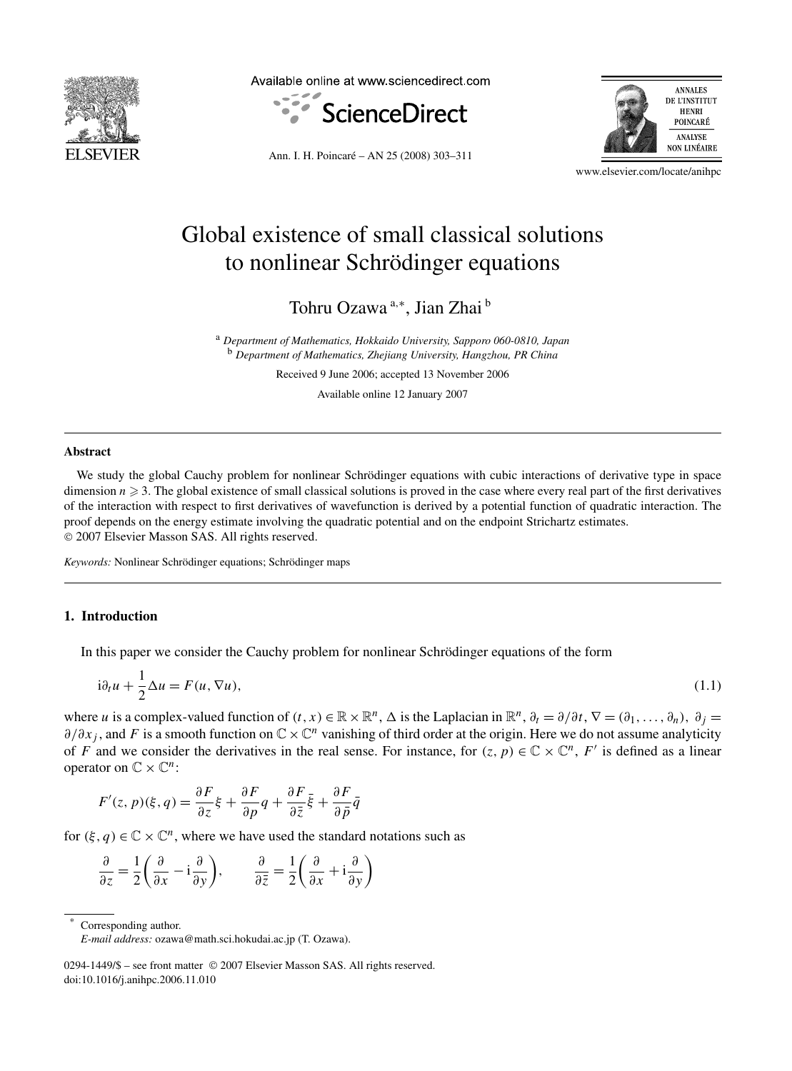# Global existence of small classical solutions to nonlinear Schrödinger equations

Tohru Ozawa [a,*], Jian Zhai [b]

[a] *Department of Mathematics, Hokkaido University, Sapporo 060-0810, Japan*
[b] *Department of Mathematics, Zhejiang University, Hangzhou, PR China*

Received 9 June 2006; accepted 13 November 2006

Available online 12 January 2007

## Abstract

We study the global Cauchy problem for nonlinear Schrödinger equations with cubic interactions of derivative type in space dimension $n \geqslant 3$. The global existence of small classical solutions is proved in the case where every real part of the first derivatives of the interaction with respect to first derivatives of wavefunction is derived by a potential function of quadratic interaction. The proof depends on the energy estimate involving the quadratic potential and on the endpoint Strichartz estimates.
© 2007 Elsevier Masson SAS. All rights reserved.

*Keywords:* Nonlinear Schrödinger equations; Schrödinger maps

## 1. Introduction

In this paper we consider the Cauchy problem for nonlinear Schrödinger equations of the form

$$\mathrm{i}\partial_t u + \frac{1}{2}\Delta u = F(u, \nabla u), \tag{1.1}$$

where $u$ is a complex-valued function of $(t, x) \in \mathbb{R} \times \mathbb{R}^n$, $\Delta$ is the Laplacian in $\mathbb{R}^n$, $\partial_t = \partial/\partial t$, $\nabla = (\partial_1, \ldots, \partial_n)$, $\partial_j = \partial/\partial x_j$, and $F$ is a smooth function on $\mathbb{C} \times \mathbb{C}^n$ vanishing of third order at the origin. Here we do not assume analyticity of $F$ and we consider the derivatives in the real sense. For instance, for $(z, p) \in \mathbb{C} \times \mathbb{C}^n$, $F'$ is defined as a linear operator on $\mathbb{C} \times \mathbb{C}^n$:

$$F'(z, p)(\xi, q) = \frac{\partial F}{\partial z}\xi + \frac{\partial F}{\partial p}q + \frac{\partial F}{\partial \bar{z}}\bar{\xi} + \frac{\partial F}{\partial \bar{p}}\bar{q}$$

for $(\xi, q) \in \mathbb{C} \times \mathbb{C}^n$, where we have used the standard notations such as

$$\frac{\partial}{\partial z} = \frac{1}{2}\left(\frac{\partial}{\partial x} - \mathrm{i}\frac{\partial}{\partial y}\right), \qquad \frac{\partial}{\partial \bar{z}} = \frac{1}{2}\left(\frac{\partial}{\partial x} + \mathrm{i}\frac{\partial}{\partial y}\right)$$

\* Corresponding author.
*E-mail address:* ozawa@math.sci.hokudai.ac.jp (T. Ozawa).

0294-1449/$ – see front matter © 2007 Elsevier Masson SAS. All rights reserved.
doi:10.1016/j.anihpc.2006.11.010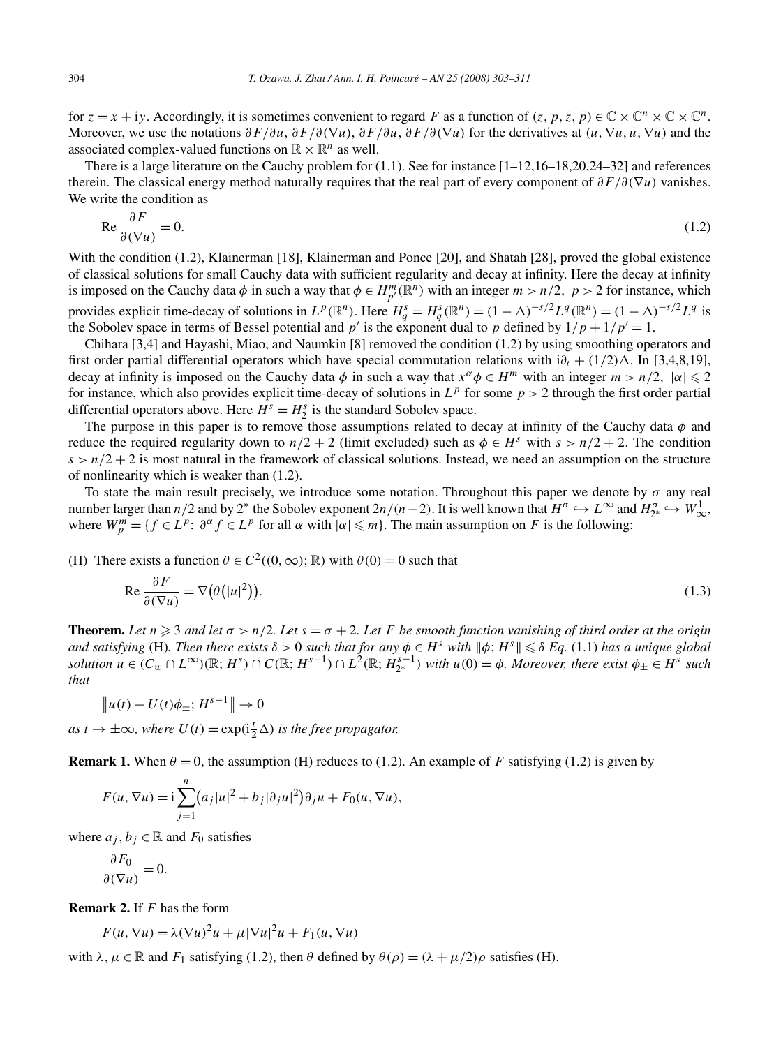for $z = x + \mathrm{i}y$. Accordingly, it is sometimes convenient to regard $F$ as a function of $(z, p, \bar{z}, \bar{p}) \in \mathbb{C} \times \mathbb{C}^n \times \mathbb{C} \times \mathbb{C}^n$. Moreover, we use the notations $\partial F/\partial u$, $\partial F/\partial(\nabla u)$, $\partial F/\partial \bar{u}$, $\partial F/\partial(\nabla \bar{u})$ for the derivatives at $(u, \nabla u, \bar{u}, \nabla \bar{u})$ and the associated complex-valued functions on $\mathbb{R} \times \mathbb{R}^n$ as well.

There is a large literature on the Cauchy problem for (1.1). See for instance [1–12,16–18,20,24–32] and references therein. The classical energy method naturally requires that the real part of every component of $\partial F/\partial(\nabla u)$ vanishes. We write the condition as

$$\mathrm{Re}\, \frac{\partial F}{\partial(\nabla u)} = 0. \tag{1.2}$$

With the condition (1.2), Klainerman [18], Klainerman and Ponce [20], and Shatah [28], proved the global existence of classical solutions for small Cauchy data with sufficient regularity and decay at infinity. Here the decay at infinity is imposed on the Cauchy data $\phi$ in such a way that $\phi \in H^m_{p'}(\mathbb{R}^n)$ with an integer $m > n/2$, $p > 2$ for instance, which provides explicit time-decay of solutions in $L^p(\mathbb{R}^n)$. Here $H^s_q = H^s_q(\mathbb{R}^n) = (1-\Delta)^{-s/2} L^q(\mathbb{R}^n) = (1-\Delta)^{-s/2} L^q$ is the Sobolev space in terms of Bessel potential and $p'$ is the exponent dual to $p$ defined by $1/p + 1/p' = 1$.

Chihara [3,4] and Hayashi, Miao, and Naumkin [8] removed the condition (1.2) by using smoothing operators and first order partial differential operators which have special commutation relations with $\mathrm{i}\partial_t + (1/2)\Delta$. In [3,4,8,19], decay at infinity is imposed on the Cauchy data $\phi$ in such a way that $x^\alpha \phi \in H^m$ with an integer $m > n/2$, $|\alpha| \leqslant 2$ for instance, which also provides explicit time-decay of solutions in $L^p$ for some $p > 2$ through the first order partial differential operators above. Here $H^s = H^s_2$ is the standard Sobolev space.

The purpose in this paper is to remove those assumptions related to decay at infinity of the Cauchy data $\phi$ and reduce the required regularity down to $n/2 + 2$ (limit excluded) such as $\phi \in H^s$ with $s > n/2 + 2$. The condition $s > n/2 + 2$ is most natural in the framework of classical solutions. Instead, we need an assumption on the structure of nonlinearity which is weaker than (1.2).

To state the main result precisely, we introduce some notation. Throughout this paper we denote by $\sigma$ any real number larger than $n/2$ and by $2^*$ the Sobolev exponent $2n/(n-2)$. It is well known that $H^\sigma \hookrightarrow L^\infty$ and $H^\sigma_{2^*} \hookrightarrow W^1_\infty$, where $W^m_p = \{f \in L^p\colon \partial^\alpha f \in L^p$ for all $\alpha$ with $|\alpha| \leqslant m\}$. The main assumption on $F$ is the following:

(H) There exists a function $\theta \in C^2((0,\infty);\mathbb{R})$ with $\theta(0) = 0$ such that

$$\mathrm{Re}\, \frac{\partial F}{\partial(\nabla u)} = \nabla\big(\theta\big(|u|^2\big)\big). \tag{1.3}$$

**Theorem.** *Let $n \geqslant 3$ and let $\sigma > n/2$. Let $s = \sigma + 2$. Let $F$ be smooth function vanishing of third order at the origin and satisfying* (H)*. Then there exists $\delta > 0$ such that for any $\phi \in H^s$ with $\|\phi; H^s\| \leqslant \delta$ Eq.* (1.1) *has a unique global solution $u \in (C_w \cap L^\infty)(\mathbb{R}; H^s) \cap C(\mathbb{R}; H^{s-1}) \cap L^2(\mathbb{R}; H^{s-1}_{2^*})$ with $u(0) = \phi$. Moreover, there exist $\phi_\pm \in H^s$ such that*

$$\big\|u(t) - U(t)\phi_\pm; H^{s-1}\big\| \to 0$$

*as $t \to \pm\infty$, where $U(t) = \exp(\mathrm{i}\frac{t}{2}\Delta)$ is the free propagator.*

**Remark 1.** When $\theta = 0$, the assumption (H) reduces to (1.2). An example of $F$ satisfying (1.2) is given by

$$F(u, \nabla u) = \mathrm{i}\sum_{j=1}^{n}\big(a_j|u|^2 + b_j|\partial_j u|^2\big)\partial_j u + F_0(u, \nabla u),$$

where $a_j, b_j \in \mathbb{R}$ and $F_0$ satisfies

$$\frac{\partial F_0}{\partial(\nabla u)} = 0.$$

**Remark 2.** If $F$ has the form

$$F(u, \nabla u) = \lambda(\nabla u)^2\bar{u} + \mu|\nabla u|^2 u + F_1(u, \nabla u)$$

with $\lambda, \mu \in \mathbb{R}$ and $F_1$ satisfying (1.2), then $\theta$ defined by $\theta(\rho) = (\lambda + \mu/2)\rho$ satisfies (H).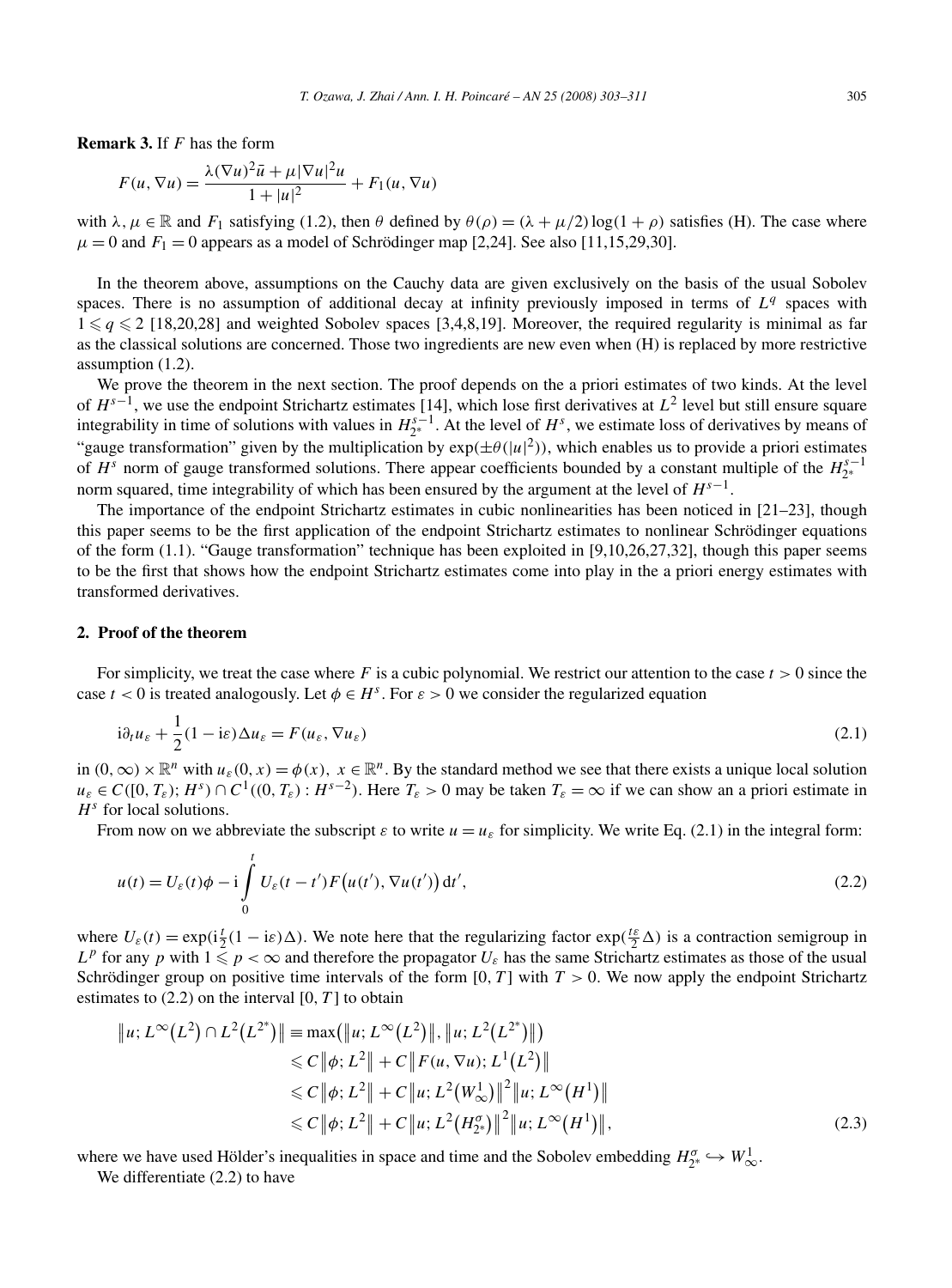**Remark 3.** If $F$ has the form

$$F(u, \nabla u) = \frac{\lambda(\nabla u)^2 \bar{u} + \mu |\nabla u|^2 u}{1 + |u|^2} + F_1(u, \nabla u)$$

with $\lambda, \mu \in \mathbb{R}$ and $F_1$ satisfying (1.2), then $\theta$ defined by $\theta(\rho) = (\lambda + \mu/2)\log(1 + \rho)$ satisfies (H). The case where $\mu = 0$ and $F_1 = 0$ appears as a model of Schrödinger map [2,24]. See also [11,15,29,30].

In the theorem above, assumptions on the Cauchy data are given exclusively on the basis of the usual Sobolev spaces. There is no assumption of additional decay at infinity previously imposed in terms of $L^q$ spaces with $1 \leqslant q \leqslant 2$ [18,20,28] and weighted Sobolev spaces [3,4,8,19]. Moreover, the required regularity is minimal as far as the classical solutions are concerned. Those two ingredients are new even when (H) is replaced by more restrictive assumption (1.2).

We prove the theorem in the next section. The proof depends on the a priori estimates of two kinds. At the level of $H^{s-1}$, we use the endpoint Strichartz estimates [14], which lose first derivatives at $L^2$ level but still ensure square integrability in time of solutions with values in $H^{s-1}_{2^*}$. At the level of $H^s$, we estimate loss of derivatives by means of "gauge transformation" given by the multiplication by $\exp(\pm\theta(|u|^2))$, which enables us to provide a priori estimates of $H^s$ norm of gauge transformed solutions. There appear coefficients bounded by a constant multiple of the $H^{s-1}_{2^*}$ norm squared, time integrability of which has been ensured by the argument at the level of $H^{s-1}$.

The importance of the endpoint Strichartz estimates in cubic nonlinearities has been noticed in [21–23], though this paper seems to be the first application of the endpoint Strichartz estimates to nonlinear Schrödinger equations of the form (1.1). "Gauge transformation" technique has been exploited in [9,10,26,27,32], though this paper seems to be the first that shows how the endpoint Strichartz estimates come into play in the a priori energy estimates with transformed derivatives.

## 2. Proof of the theorem

For simplicity, we treat the case where $F$ is a cubic polynomial. We restrict our attention to the case $t > 0$ since the case $t < 0$ is treated analogously. Let $\phi \in H^s$. For $\varepsilon > 0$ we consider the regularized equation

$$\mathrm{i}\partial_t u_\varepsilon + \frac{1}{2}(1 - \mathrm{i}\varepsilon)\Delta u_\varepsilon = F(u_\varepsilon, \nabla u_\varepsilon) \tag{2.1}$$

in $(0, \infty) \times \mathbb{R}^n$ with $u_\varepsilon(0, x) = \phi(x)$, $x \in \mathbb{R}^n$. By the standard method we see that there exists a unique local solution $u_\varepsilon \in C([0, T_\varepsilon); H^s) \cap C^1((0, T_\varepsilon) : H^{s-2})$. Here $T_\varepsilon > 0$ may be taken $T_\varepsilon = \infty$ if we can show an a priori estimate in $H^s$ for local solutions.

From now on we abbreviate the subscript $\varepsilon$ to write $u = u_\varepsilon$ for simplicity. We write Eq. (2.1) in the integral form:

$$u(t) = U_\varepsilon(t)\phi - \mathrm{i}\int_0^t U_\varepsilon(t - t')F\big(u(t'), \nabla u(t')\big)\,\mathrm{d}t', \tag{2.2}$$

where $U_\varepsilon(t) = \exp(\mathrm{i}\frac{t}{2}(1 - \mathrm{i}\varepsilon)\Delta)$. We note here that the regularizing factor $\exp(\frac{t\varepsilon}{2}\Delta)$ is a contraction semigroup in $L^p$ for any $p$ with $1 \leqslant p < \infty$ and therefore the propagator $U_\varepsilon$ has the same Strichartz estimates as those of the usual Schrödinger group on positive time intervals of the form $[0, T]$ with $T > 0$. We now apply the endpoint Strichartz estimates to (2.2) on the interval $[0, T]$ to obtain

$$\begin{aligned}
\big\|u; L^\infty\big(L^2\big) \cap L^2\big(L^{2^*}\big)\big\| &\equiv \max\big(\big\|u; L^\infty\big(L^2\big)\big\|, \big\|u; L^2\big(L^{2^*}\big)\big\|\big) \\
&\leqslant C\big\|\phi; L^2\big\| + C\big\|F(u, \nabla u); L^1\big(L^2\big)\big\| \\
&\leqslant C\big\|\phi; L^2\big\| + C\big\|u; L^2\big(W^1_\infty\big)\big\|^2\big\|u; L^\infty\big(H^1\big)\big\| \\
&\leqslant C\big\|\phi; L^2\big\| + C\big\|u; L^2\big(H^\sigma_{2^*}\big)\big\|^2\big\|u; L^\infty\big(H^1\big)\big\|,
\end{aligned} \tag{2.3}$$

where we have used Hölder's inequalities in space and time and the Sobolev embedding $H^\sigma_{2^*} \hookrightarrow W^1_\infty$.

We differentiate (2.2) to have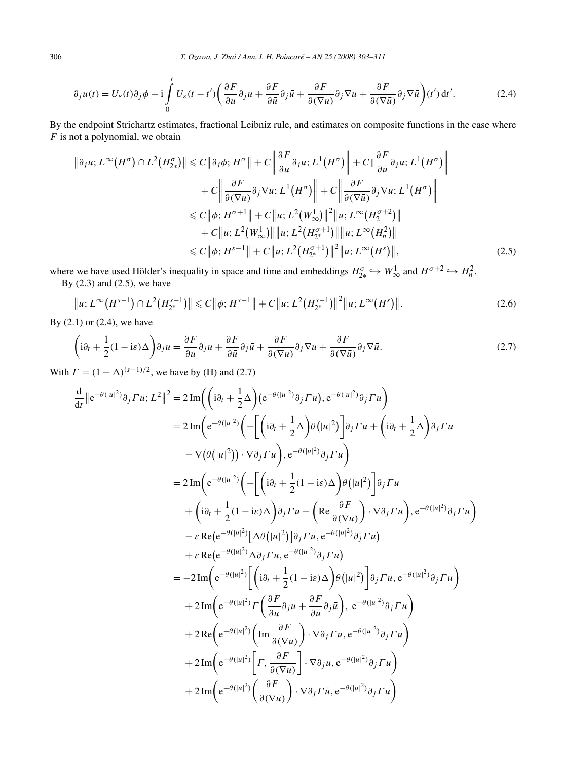$$\partial_j u(t) = U_\varepsilon(t)\partial_j \phi - \mathrm{i}\int_0^t U_\varepsilon(t-t')\left(\frac{\partial F}{\partial u}\partial_j u + \frac{\partial F}{\partial \bar{u}}\partial_j \bar{u} + \frac{\partial F}{\partial(\nabla u)}\partial_j \nabla u + \frac{\partial F}{\partial(\nabla \bar{u})}\partial_j \nabla \bar{u}\right)(t')\,\mathrm{d}t'. \tag{2.4}$$

By the endpoint Strichartz estimates, fractional Leibniz rule, and estimates on composite functions in the case where $F$ is not a polynomial, we obtain

$$\begin{aligned}
\left\|\partial_j u; L^\infty(H^\sigma)\cap L^2(H^\sigma_{2*})\right\| &\leqslant C\left\|\partial_j\phi; H^\sigma\right\| + C\left\|\frac{\partial F}{\partial u}\partial_j u; L^1(H^\sigma)\right\| + C\left\|\frac{\partial F}{\partial \bar{u}}\partial_j u; L^1(H^\sigma)\right\| \\
&\quad + C\left\|\frac{\partial F}{\partial(\nabla u)}\partial_j\nabla u; L^1(H^\sigma)\right\| + C\left\|\frac{\partial F}{\partial(\nabla \bar{u})}\partial_j\nabla \bar{u}; L^1(H^\sigma)\right\| \\
&\leqslant C\left\|\phi; H^{\sigma+1}\right\| + C\left\|u; L^2(W^1_\infty)\right\|^2\left\|u; L^\infty(H_2^{\sigma+2})\right\| \\
&\quad + C\left\|u; L^2(W^1_\infty)\right\|\left\|u; L^2(H^{\sigma+1}_{2*})\right\|\left\|u; L^\infty(H^2_n)\right\| \\
&\leqslant C\left\|\phi; H^{s-1}\right\| + C\left\|u; L^2(H^{\sigma+1}_{2*})\right\|^2\left\|u; L^\infty(H^s)\right\|,
\end{aligned} \tag{2.5}$$

where we have used Hölder's inequality in space and time and embeddings $H^\sigma_{2*}\hookrightarrow W^1_\infty$ and $H^{\sigma+2}\hookrightarrow H^2_n$.

By (2.3) and (2.5), we have

$$\left\|u; L^\infty(H^{s-1})\cap L^2(H^{s-1}_{2^*})\right\| \leqslant C\left\|\phi; H^{s-1}\right\| + C\left\|u; L^2(H^{s-1}_{2^*})\right\|^2\left\|u; L^\infty(H^s)\right\|. \tag{2.6}$$

By (2.1) or (2.4), we have

$$\left(\mathrm{i}\partial_t + \frac{1}{2}(1-\mathrm{i}\varepsilon)\Delta\right)\partial_j u = \frac{\partial F}{\partial u}\partial_j u + \frac{\partial F}{\partial \bar{u}}\partial_j \bar{u} + \frac{\partial F}{\partial(\nabla u)}\partial_j \nabla u + \frac{\partial F}{\partial(\nabla \bar{u})}\partial_j \nabla \bar{u}. \tag{2.7}$$

With $\Gamma = (1-\Delta)^{(s-1)/2}$, we have by (H) and (2.7)

$$\begin{aligned}
\frac{\mathrm{d}}{\mathrm{d}t}\left\|\mathrm{e}^{-\theta(|u|^2)}\partial_j\Gamma u; L^2\right\|^2 &= 2\,\mathrm{Im}\left(\left(\mathrm{i}\partial_t + \frac{1}{2}\Delta\right)\left(\mathrm{e}^{-\theta(|u|^2)}\partial_j\Gamma u\right), \mathrm{e}^{-\theta(|u|^2)}\partial_j\Gamma u\right) \\
&= 2\,\mathrm{Im}\bigg(\mathrm{e}^{-\theta(|u|^2)}\bigg(-\left[\left(\mathrm{i}\partial_t + \frac{1}{2}\Delta\right)\theta(|u|^2)\right]\partial_j\Gamma u + \left(\mathrm{i}\partial_t + \frac{1}{2}\Delta\right)\partial_j\Gamma u \\
&\qquad - \nabla\left(\theta(|u|^2)\right)\cdot\nabla\partial_j\Gamma u\bigg), \mathrm{e}^{-\theta(|u|^2)}\partial_j\Gamma u\bigg) \\
&= 2\,\mathrm{Im}\bigg(\mathrm{e}^{-\theta(|u|^2)}\bigg(-\left[\left(\mathrm{i}\partial_t + \frac{1}{2}(1-\mathrm{i}\varepsilon)\Delta\right)\theta(|u|^2)\right]\partial_j\Gamma u \\
&\qquad + \left(\mathrm{i}\partial_t + \frac{1}{2}(1-\mathrm{i}\varepsilon)\Delta\right)\partial_j\Gamma u - \left(\mathrm{Re}\,\frac{\partial F}{\partial(\nabla u)}\right)\cdot\nabla\partial_j\Gamma u\bigg), \mathrm{e}^{-\theta(|u|^2)}\partial_j\Gamma u\bigg) \\
&\quad - \varepsilon\,\mathrm{Re}\left(\mathrm{e}^{-\theta(|u|^2)}\left[\Delta\theta(|u|^2)\right]\partial_j\Gamma u, \mathrm{e}^{-\theta(|u|^2)}\partial_j\Gamma u\right) \\
&\quad + \varepsilon\,\mathrm{Re}\left(\mathrm{e}^{-\theta(|u|^2)}\Delta\partial_j\Gamma u, \mathrm{e}^{-\theta(|u|^2)}\partial_j\Gamma u\right) \\
&= -2\,\mathrm{Im}\left(\mathrm{e}^{-\theta(|u|^2)}\left[\left(\mathrm{i}\partial_t + \frac{1}{2}(1-\mathrm{i}\varepsilon)\Delta\right)\theta(|u|^2)\right]\partial_j\Gamma u, \mathrm{e}^{-\theta(|u|^2)}\partial_j\Gamma u\right) \\
&\quad + 2\,\mathrm{Im}\left(\mathrm{e}^{-\theta(|u|^2)}\Gamma\left(\frac{\partial F}{\partial u}\partial_j u + \frac{\partial F}{\partial \bar{u}}\partial_j\bar{u}\right),\ \mathrm{e}^{-\theta(|u|^2)}\partial_j\Gamma u\right) \\
&\quad + 2\,\mathrm{Re}\left(\mathrm{e}^{-\theta(|u|^2)}\left(\mathrm{Im}\,\frac{\partial F}{\partial(\nabla u)}\right)\cdot\nabla\partial_j\Gamma u, \mathrm{e}^{-\theta(|u|^2)}\partial_j\Gamma u\right) \\
&\quad + 2\,\mathrm{Im}\left(\mathrm{e}^{-\theta(|u|^2)}\left[\Gamma, \frac{\partial F}{\partial(\nabla u)}\right]\cdot\nabla\partial_j u, \mathrm{e}^{-\theta(|u|^2)}\partial_j\Gamma u\right) \\
&\quad + 2\,\mathrm{Im}\left(\mathrm{e}^{-\theta(|u|^2)}\left(\frac{\partial F}{\partial(\nabla\bar{u})}\right)\cdot\nabla\partial_j\Gamma\bar{u}, \mathrm{e}^{-\theta(|u|^2)}\partial_j\Gamma u\right)
\end{aligned}$$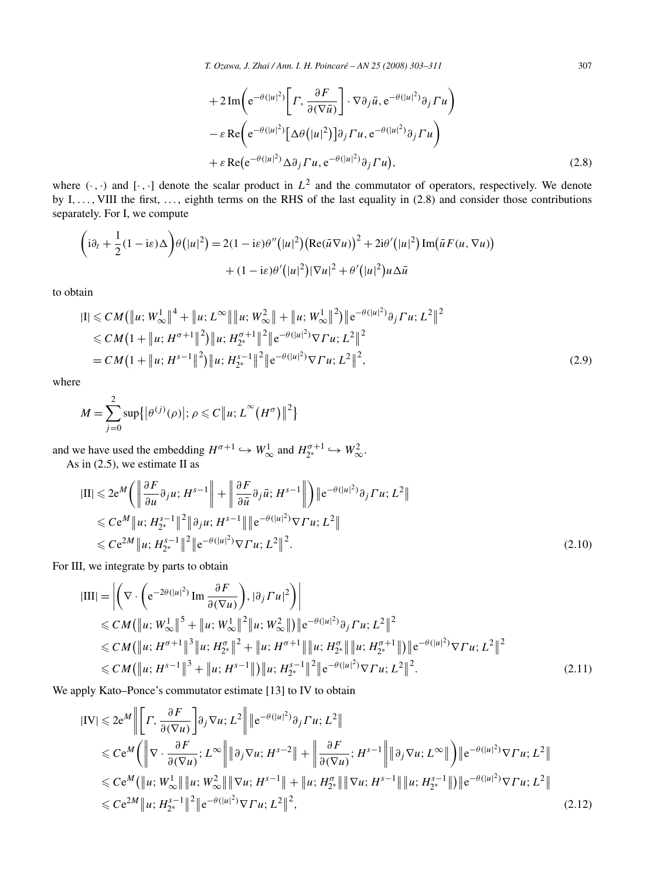$$
\begin{aligned}
&+ 2\,\mathrm{Im}\Big(\mathrm{e}^{-\theta(|u|^2)}\Big[\Gamma, \frac{\partial F}{\partial(\nabla \bar{u})}\Big]\cdot \nabla \partial_j \bar{u}, \mathrm{e}^{-\theta(|u|^2)}\partial_j \Gamma u\Big) \\
&- \varepsilon\, \mathrm{Re}\Big(\mathrm{e}^{-\theta(|u|^2)}\big[\Delta\theta\big(|u|^2\big)\big]\partial_j \Gamma u, \mathrm{e}^{-\theta(|u|^2)}\partial_j \Gamma u\Big) \\
&+ \varepsilon\, \mathrm{Re}\big(\mathrm{e}^{-\theta(|u|^2)}\Delta \partial_j \Gamma u, \mathrm{e}^{-\theta(|u|^2)}\partial_j \Gamma u\big),
\end{aligned}
\tag{2.8}
$$

where $(\cdot,\cdot)$ and $[\cdot,\cdot]$ denote the scalar product in $L^2$ and the commutator of operators, respectively. We denote by I, ..., VIII the first, ..., eighth terms on the RHS of the last equality in (2.8) and consider those contributions separately. For I, we compute

$$
\begin{aligned}
\Big(\mathrm{i}\partial_t + \frac{1}{2}(1-\mathrm{i}\varepsilon)\Delta\Big)\theta\big(|u|^2\big) &= 2(1-\mathrm{i}\varepsilon)\theta''\big(|u|^2\big)\big(\mathrm{Re}(\bar{u}\nabla u)\big)^2 + 2\mathrm{i}\theta'\big(|u|^2\big)\,\mathrm{Im}\big(\bar{u}F(u,\nabla u)\big) \\
&\quad + (1-\mathrm{i}\varepsilon)\theta'\big(|u|^2\big)|\nabla u|^2 + \theta'\big(|u|^2\big)u\Delta\bar{u}
\end{aligned}
$$

to obtain

$$
\begin{aligned}
|\mathrm{I}| &\leqslant CM\big(\|u; W^1_\infty\|^4 + \|u; L^\infty\|\|u; W^2_\infty\| + \|u; W^1_\infty\|^2\big)\big\|\mathrm{e}^{-\theta(|u|^2)}\partial_j \Gamma u; L^2\big\|^2 \\
&\leqslant CM\big(1 + \|u; H^{\sigma+1}\|^2\big)\big\|u; H^{\sigma+1}_{2^*}\big\|^2\big\|\mathrm{e}^{-\theta(|u|^2)}\nabla \Gamma u; L^2\big\|^2 \\
&= CM\big(1 + \|u; H^{s-1}\|^2\big)\big\|u; H^{s-1}_{2^*}\big\|^2\big\|\mathrm{e}^{-\theta(|u|^2)}\nabla \Gamma u; L^2\big\|^2,
\end{aligned}
\tag{2.9}
$$

where

$$
M = \sum_{j=0}^{2}\sup\big\{\big|\theta^{(j)}(\rho)\big|; \rho \leqslant C\big\|u; L^\infty\big(H^\sigma\big)\big\|^2\big\}
$$

and we have used the embedding $H^{\sigma+1} \hookrightarrow W^1_\infty$ and $H^{\sigma+1}_{2^*} \hookrightarrow W^2_\infty$.

As in (2.5), we estimate II as

$$
\begin{aligned}
|\mathrm{II}| &\leqslant 2\mathrm{e}^M\bigg(\bigg\|\frac{\partial F}{\partial u}\partial_j u; H^{s-1}\bigg\| + \bigg\|\frac{\partial F}{\partial \bar{u}}\partial_j \bar{u}; H^{s-1}\bigg\|\bigg)\big\|\mathrm{e}^{-\theta(|u|^2)}\partial_j \Gamma u; L^2\big\| \\
&\leqslant C\mathrm{e}^M\big\|u; H^{s-1}_{2^*}\big\|^2\big\|\partial_j u; H^{s-1}\big\|\big\|\mathrm{e}^{-\theta(|u|^2)}\nabla \Gamma u; L^2\big\| \\
&\leqslant C\mathrm{e}^{2M}\big\|u; H^{s-1}_{2^*}\big\|^2\big\|\mathrm{e}^{-\theta(|u|^2)}\nabla \Gamma u; L^2\big\|^2.
\end{aligned}
\tag{2.10}
$$

For III, we integrate by parts to obtain

$$
\begin{aligned}
|\mathrm{III}| &= \bigg|\bigg(\nabla\cdot\bigg(\mathrm{e}^{-2\theta(|u|^2)}\,\mathrm{Im}\,\frac{\partial F}{\partial(\nabla u)}\bigg), |\partial_j \Gamma u|^2\bigg)\bigg| \\
&\leqslant CM\big(\|u; W^1_\infty\|^5 + \|u; W^1_\infty\|^2\|u; W^2_\infty\|\big)\big\|\mathrm{e}^{-\theta(|u|^2)}\partial_j \Gamma u; L^2\big\|^2 \\
&\leqslant CM\big(\|u; H^{\sigma+1}\|^3\|u; H^\sigma_{2^*}\|^2 + \|u; H^{\sigma+1}\|\|u; H^\sigma_{2^*}\|\|u; H^{\sigma+1}_{2^*}\|\big)\big\|\mathrm{e}^{-\theta(|u|^2)}\nabla \Gamma u; L^2\big\|^2 \\
&\leqslant CM\big(\|u; H^{s-1}\|^3 + \|u; H^{s-1}\|\big)\big\|u; H^{s-1}_{2^*}\big\|^2\big\|\mathrm{e}^{-\theta(|u|^2)}\nabla \Gamma u; L^2\big\|^2.
\end{aligned}
\tag{2.11}
$$

We apply Kato–Ponce's commutator estimate [13] to IV to obtain

$$
\begin{aligned}
|\mathrm{IV}| &\leqslant 2\mathrm{e}^M\bigg\|\bigg[\Gamma, \frac{\partial F}{\partial(\nabla u)}\bigg]\partial_j \nabla u; L^2\bigg\|\big\|\mathrm{e}^{-\theta(|u|^2)}\partial_j \Gamma u; L^2\big\| \\
&\leqslant C\mathrm{e}^M\bigg(\bigg\|\nabla\cdot\frac{\partial F}{\partial(\nabla u)}; L^\infty\bigg\|\big\|\partial_j \nabla u; H^{s-2}\big\| + \bigg\|\frac{\partial F}{\partial(\nabla u)}; H^{s-1}\bigg\|\big\|\partial_j \nabla u; L^\infty\big\|\bigg)\big\|\mathrm{e}^{-\theta(|u|^2)}\nabla \Gamma u; L^2\big\| \\
&\leqslant C\mathrm{e}^M\big(\|u; W^1_\infty\|\|u; W^2_\infty\|\|\nabla u; H^{s-1}\| + \|u; H^\sigma_{2^*}\|\|\nabla u; H^{s-1}\|\|u; H^{s-1}_{2^*}\|\big)\big\|\mathrm{e}^{-\theta(|u|^2)}\nabla \Gamma u; L^2\big\| \\
&\leqslant C\mathrm{e}^{2M}\big\|u; H^{s-1}_{2^*}\big\|^2\big\|\mathrm{e}^{-\theta(|u|^2)}\nabla \Gamma u; L^2\big\|^2,
\end{aligned}
\tag{2.12}
$$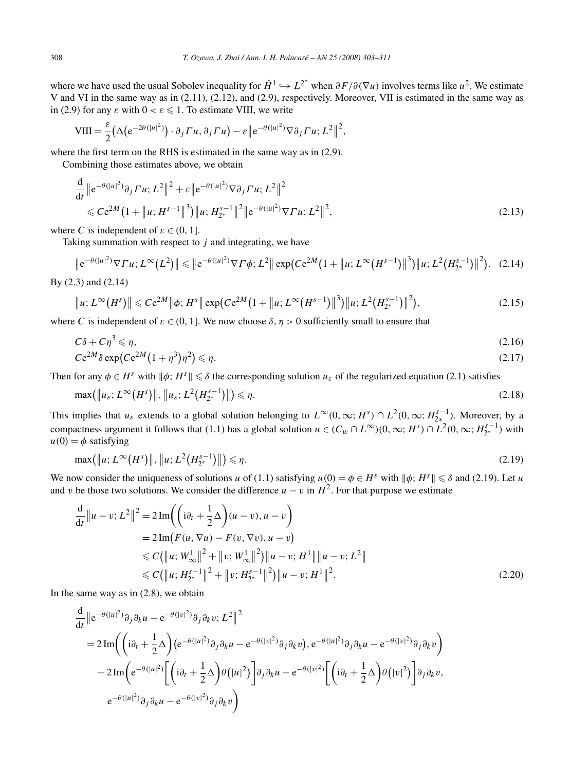where we have used the usual Sobolev inequality for $\dot{H}^1 \hookrightarrow L^{2^*}$ when $\partial F/\partial(\nabla u)$ involves terms like $u^2$. We estimate V and VI in the same way as in (2.11), (2.12), and (2.9), respectively. Moreover, VII is estimated in the same way as in (2.9) for any $\varepsilon$ with $0 < \varepsilon \leqslant 1$. To estimate VIII, we write

$$\mathrm{VIII} = \frac{\varepsilon}{2}\big(\Delta\big(\mathrm{e}^{-2\theta(|u|^2)}\big) \cdot \partial_j \Gamma u, \partial_j \Gamma u\big) - \varepsilon \big\|\mathrm{e}^{-\theta(|u|^2)} \nabla \partial_j \Gamma u; L^2\big\|^2,$$

where the first term on the RHS is estimated in the same way as in (2.9).

Combining those estimates above, we obtain

$$\frac{\mathrm{d}}{\mathrm{d}t}\big\|\mathrm{e}^{-\theta(|u|^2)}\partial_j \Gamma u; L^2\big\|^2 + \varepsilon\big\|\mathrm{e}^{-\theta(|u|^2)}\nabla\partial_j \Gamma u; L^2\big\|^2 \leqslant C\mathrm{e}^{2M}\big(1 + \|u; H^{s-1}\|^3\big)\big\|u; H^{s-1}_{2^*}\big\|^2 \big\|\mathrm{e}^{-\theta(|u|^2)}\nabla \Gamma u; L^2\big\|^2, \tag{2.13}$$

where $C$ is independent of $\varepsilon \in (0, 1]$.

Taking summation with respect to $j$ and integrating, we have

$$\big\|\mathrm{e}^{-\theta(|u|^2)}\nabla \Gamma u; L^\infty\big(L^2\big)\big\| \leqslant \big\|\mathrm{e}^{-\theta(|u|^2)}\nabla \Gamma \phi; L^2\big\| \exp\big(C\mathrm{e}^{2M}\big(1 + \big\|u; L^\infty\big(H^{s-1}\big)\big\|^3\big)\big\|u; L^2\big(H^{s-1}_{2^*}\big)\big\|^2\big). \tag{2.14}$$

By (2.3) and (2.14)

$$\big\|u; L^\infty\big(H^s\big)\big\| \leqslant C\mathrm{e}^{2M}\|\phi; H^s\| \exp\big(C\mathrm{e}^{2M}\big(1 + \big\|u; L^\infty\big(H^{s-1}\big)\big\|^3\big)\big\|u; L^2\big(H^{s-1}_{2^*}\big)\big\|^2\big), \tag{2.15}$$

where $C$ is independent of $\varepsilon \in (0, 1]$. We now choose $\delta, \eta > 0$ sufficiently small to ensure that

$$C\delta + C\eta^3 \leqslant \eta, \tag{2.16}$$

$$C\mathrm{e}^{2M}\delta \exp\big(C\mathrm{e}^{2M}\big(1 + \eta^3\big)\eta^2\big) \leqslant \eta. \tag{2.17}$$

Then for any $\phi \in H^s$ with $\|\phi; H^s\| \leqslant \delta$ the corresponding solution $u_\varepsilon$ of the regularized equation (2.1) satisfies

$$\max\big(\big\|u_\varepsilon; L^\infty\big(H^s\big)\big\|, \big\|u_\varepsilon; L^2\big(H^{s-1}_{2^*}\big)\big\|\big) \leqslant \eta. \tag{2.18}$$

This implies that $u_\varepsilon$ extends to a global solution belonging to $L^\infty(0, \infty; H^s) \cap L^2(0, \infty; H^{s-1}_{2^*})$. Moreover, by a compactness argument it follows that (1.1) has a global solution $u \in (C_w \cap L^\infty)(0, \infty; H^s) \cap L^2(0, \infty; H^{s-1}_{2^*})$ with $u(0) = \phi$ satisfying

$$\max\big(\big\|u; L^\infty\big(H^s\big)\big\|, \big\|u; L^2\big(H^{s-1}_{2^*}\big)\big\|\big) \leqslant \eta. \tag{2.19}$$

We now consider the uniqueness of solutions $u$ of (1.1) satisfying $u(0) = \phi \in H^s$ with $\|\phi; H^s\| \leqslant \delta$ and (2.19). Let $u$ and $v$ be those two solutions. We consider the difference $u - v$ in $H^2$. For that purpose we estimate

$$\begin{aligned}
\frac{\mathrm{d}}{\mathrm{d}t}\big\|u - v; L^2\big\|^2 &= 2\,\mathrm{Im}\bigg(\bigg(\mathrm{i}\partial_t + \frac{1}{2}\Delta\bigg)(u - v), u - v\bigg) \\
&= 2\,\mathrm{Im}\big(F(u, \nabla u) - F(v, \nabla v), u - v\big) \\
&\leqslant C\big(\big\|u; W^1_\infty\big\|^2 + \big\|v; W^1_\infty\big\|^2\big)\big\|u - v; H^1\big\|\big\|u - v; L^2\big\| \\
&\leqslant C\big(\big\|u; H^{s-1}_{2^*}\big\|^2 + \big\|v; H^{s-1}_{2^*}\big\|^2\big)\big\|u - v; H^1\big\|^2.
\end{aligned} \tag{2.20}$$

In the same way as in (2.8), we obtain

$$\begin{aligned}
&\frac{\mathrm{d}}{\mathrm{d}t}\big\|\mathrm{e}^{-\theta(|u|^2)}\partial_j\partial_k u - \mathrm{e}^{-\theta(|v|^2)}\partial_j\partial_k v; L^2\big\|^2 \\
&\quad = 2\,\mathrm{Im}\bigg(\bigg(\mathrm{i}\partial_t + \frac{1}{2}\Delta\bigg)\big(\mathrm{e}^{-\theta(|u|^2)}\partial_j\partial_k u - \mathrm{e}^{-\theta(|v|^2)}\partial_j\partial_k v\big), \mathrm{e}^{-\theta(|u|^2)}\partial_j\partial_k u - \mathrm{e}^{-\theta(|v|^2)}\partial_j\partial_k v\bigg) \\
&\qquad - 2\,\mathrm{Im}\bigg(\mathrm{e}^{-\theta(|u|^2)}\bigg[\bigg(\mathrm{i}\partial_t + \frac{1}{2}\Delta\bigg)\theta\big(|u|^2\big)\bigg]\partial_j\partial_k u - \mathrm{e}^{-\theta(|v|^2)}\bigg[\bigg(\mathrm{i}\partial_t + \frac{1}{2}\Delta\bigg)\theta\big(|v|^2\big)\bigg]\partial_j\partial_k v, \\
&\qquad\quad \mathrm{e}^{-\theta(|u|^2)}\partial_j\partial_k u - \mathrm{e}^{-\theta(|v|^2)}\partial_j\partial_k v\bigg)
\end{aligned}$$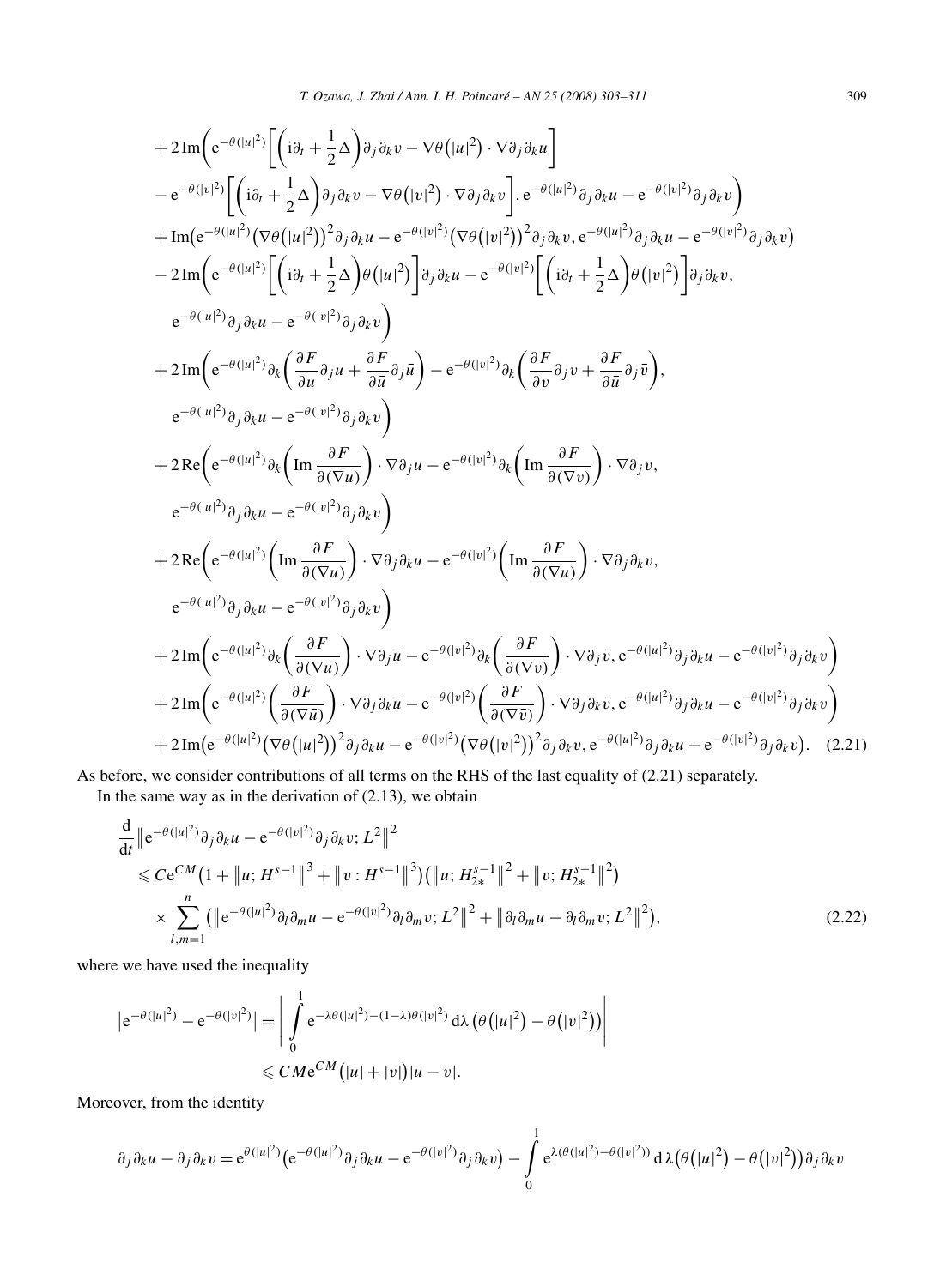$$
\begin{aligned}
&+2\,\mathrm{Im}\bigg(\mathrm{e}^{-\theta(|u|^2)}\bigg[\bigg(\mathrm{i}\partial_t+\frac{1}{2}\Delta\bigg)\partial_j\partial_k v-\nabla\theta\big(|u|^2\big)\cdot\nabla\partial_j\partial_k u\bigg]\\
&\quad-\mathrm{e}^{-\theta(|v|^2)}\bigg[\bigg(\mathrm{i}\partial_t+\frac{1}{2}\Delta\bigg)\partial_j\partial_k v-\nabla\theta\big(|v|^2\big)\cdot\nabla\partial_j\partial_k v\bigg],\mathrm{e}^{-\theta(|u|^2)}\partial_j\partial_k u-\mathrm{e}^{-\theta(|v|^2)}\partial_j\partial_k v\bigg)\\
&+\mathrm{Im}\big(\mathrm{e}^{-\theta(|u|^2)}\big(\nabla\theta\big(|u|^2\big)\big)^2\partial_j\partial_k u-\mathrm{e}^{-\theta(|v|^2)}\big(\nabla\theta\big(|v|^2\big)\big)^2\partial_j\partial_k v,\mathrm{e}^{-\theta(|u|^2)}\partial_j\partial_k u-\mathrm{e}^{-\theta(|v|^2)}\partial_j\partial_k v\big)\\
&-2\,\mathrm{Im}\bigg(\mathrm{e}^{-\theta(|u|^2)}\bigg[\bigg(\mathrm{i}\partial_t+\frac{1}{2}\Delta\bigg)\theta\big(|u|^2\big)\bigg]\partial_j\partial_k u-\mathrm{e}^{-\theta(|v|^2)}\bigg[\bigg(\mathrm{i}\partial_t+\frac{1}{2}\Delta\bigg)\theta\big(|v|^2\big)\bigg]\partial_j\partial_k v,\\
&\quad\mathrm{e}^{-\theta(|u|^2)}\partial_j\partial_k u-\mathrm{e}^{-\theta(|v|^2)}\partial_j\partial_k v\bigg)\\
&+2\,\mathrm{Im}\bigg(\mathrm{e}^{-\theta(|u|^2)}\partial_k\bigg(\frac{\partial F}{\partial u}\partial_j u+\frac{\partial F}{\partial\bar u}\partial_j\bar u\bigg)-\mathrm{e}^{-\theta(|v|^2)}\partial_k\bigg(\frac{\partial F}{\partial v}\partial_j v+\frac{\partial F}{\partial\bar u}\partial_j\bar v\bigg),\\
&\quad\mathrm{e}^{-\theta(|u|^2)}\partial_j\partial_k u-\mathrm{e}^{-\theta(|v|^2)}\partial_j\partial_k v\bigg)\\
&+2\,\mathrm{Re}\bigg(\mathrm{e}^{-\theta(|u|^2)}\partial_k\bigg(\mathrm{Im}\,\frac{\partial F}{\partial(\nabla u)}\bigg)\cdot\nabla\partial_j u-\mathrm{e}^{-\theta(|v|^2)}\partial_k\bigg(\mathrm{Im}\,\frac{\partial F}{\partial(\nabla v)}\bigg)\cdot\nabla\partial_j v,\\
&\quad\mathrm{e}^{-\theta(|u|^2)}\partial_j\partial_k u-\mathrm{e}^{-\theta(|v|^2)}\partial_j\partial_k v\bigg)\\
&+2\,\mathrm{Re}\bigg(\mathrm{e}^{-\theta(|u|^2)}\bigg(\mathrm{Im}\,\frac{\partial F}{\partial(\nabla u)}\bigg)\cdot\nabla\partial_j\partial_k u-\mathrm{e}^{-\theta(|v|^2)}\bigg(\mathrm{Im}\,\frac{\partial F}{\partial(\nabla u)}\bigg)\cdot\nabla\partial_j\partial_k v,\\
&\quad\mathrm{e}^{-\theta(|u|^2)}\partial_j\partial_k u-\mathrm{e}^{-\theta(|v|^2)}\partial_j\partial_k v\bigg)\\
&+2\,\mathrm{Im}\bigg(\mathrm{e}^{-\theta(|u|^2)}\partial_k\bigg(\frac{\partial F}{\partial(\nabla\bar u)}\bigg)\cdot\nabla\partial_j\bar u-\mathrm{e}^{-\theta(|v|^2)}\partial_k\bigg(\frac{\partial F}{\partial(\nabla\bar v)}\bigg)\cdot\nabla\partial_j\bar v,\mathrm{e}^{-\theta(|u|^2)}\partial_j\partial_k u-\mathrm{e}^{-\theta(|v|^2)}\partial_j\partial_k v\bigg)\\
&+2\,\mathrm{Im}\bigg(\mathrm{e}^{-\theta(|u|^2)}\bigg(\frac{\partial F}{\partial(\nabla\bar u)}\bigg)\cdot\nabla\partial_j\partial_k\bar u-\mathrm{e}^{-\theta(|v|^2)}\bigg(\frac{\partial F}{\partial(\nabla\bar v)}\bigg)\cdot\nabla\partial_j\partial_k\bar v,\mathrm{e}^{-\theta(|u|^2)}\partial_j\partial_k u-\mathrm{e}^{-\theta(|v|^2)}\partial_j\partial_k v\bigg)\\
&+2\,\mathrm{Im}\big(\mathrm{e}^{-\theta(|u|^2)}\big(\nabla\theta\big(|u|^2\big)\big)^2\partial_j\partial_k u-\mathrm{e}^{-\theta(|v|^2)}\big(\nabla\theta\big(|v|^2\big)\big)^2\partial_j\partial_k v,\mathrm{e}^{-\theta(|u|^2)}\partial_j\partial_k u-\mathrm{e}^{-\theta(|v|^2)}\partial_j\partial_k v\big).
\end{aligned}\tag{2.21}
$$

As before, we consider contributions of all terms on the RHS of the last equality of (2.21) separately.

In the same way as in the derivation of (2.13), we obtain

$$
\begin{aligned}
&\frac{\mathrm{d}}{\mathrm{d}t}\big\|\mathrm{e}^{-\theta(|u|^2)}\partial_j\partial_k u-\mathrm{e}^{-\theta(|v|^2)}\partial_j\partial_k v;L^2\big\|^2\\
&\leqslant C\mathrm{e}^{CM}\big(1+\|u;H^{s-1}\|^3+\|v:H^{s-1}\|^3\big)\big(\|u;H^{s-1}_{2*}\|^2+\|v;H^{s-1}_{2*}\|^2\big)\\
&\quad\times\sum_{l,m=1}^{n}\big(\big\|\mathrm{e}^{-\theta(|u|^2)}\partial_l\partial_m u-\mathrm{e}^{-\theta(|v|^2)}\partial_l\partial_m v;L^2\big\|^2+\|\partial_l\partial_m u-\partial_l\partial_m v;L^2\|^2\big),
\end{aligned}\tag{2.22}
$$

where we have used the inequality

$$
\begin{aligned}
\big|\mathrm{e}^{-\theta(|u|^2)}-\mathrm{e}^{-\theta(|v|^2)}\big|&=\bigg|\int_0^1\mathrm{e}^{-\lambda\theta(|u|^2)-(1-\lambda)\theta(|v|^2)}\,\mathrm{d}\lambda\,\big(\theta\big(|u|^2\big)-\theta\big(|v|^2\big)\big)\bigg|\\
&\leqslant CM\mathrm{e}^{CM}\big(|u|+|v|\big)|u-v|.
\end{aligned}
$$

Moreover, from the identity

$$
\partial_j\partial_k u-\partial_j\partial_k v=\mathrm{e}^{\theta(|u|^2)}\big(\mathrm{e}^{-\theta(|u|^2)}\partial_j\partial_k u-\mathrm{e}^{-\theta(|v|^2)}\partial_j\partial_k v\big)-\int_0^1\mathrm{e}^{\lambda(\theta(|u|^2)-\theta(|v|^2))}\,\mathrm{d}\lambda\big(\theta\big(|u|^2\big)-\theta\big(|v|^2\big)\big)\partial_j\partial_k v
$$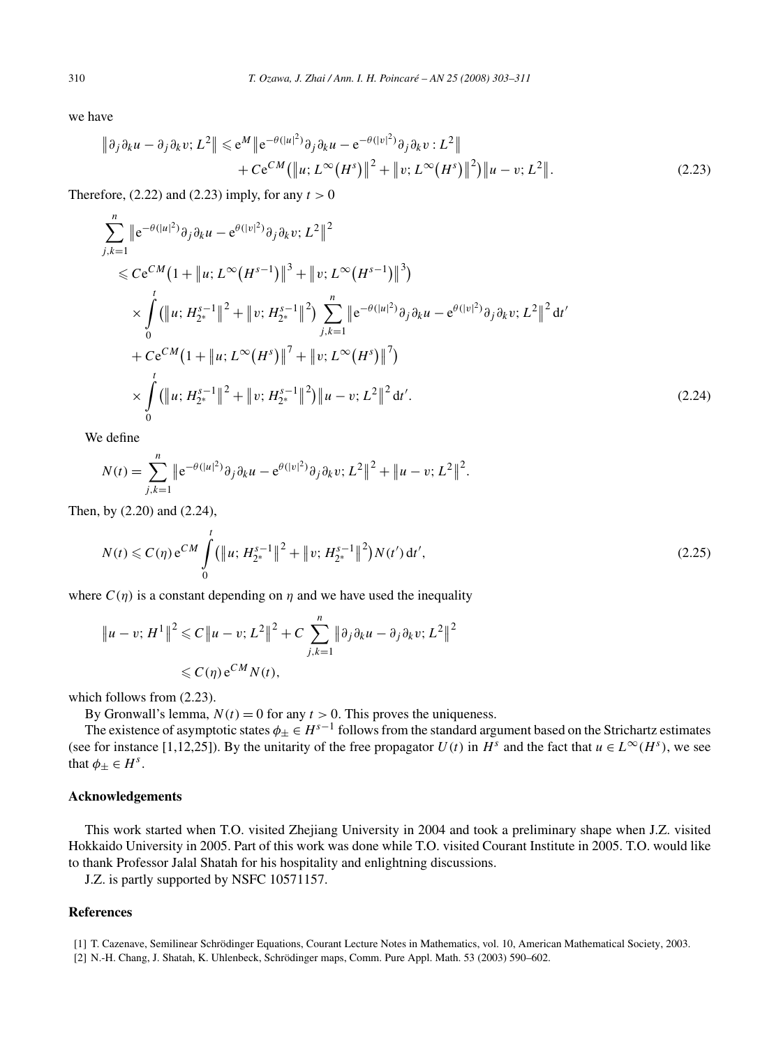we have

$$
\begin{aligned}
\left\| \partial_j \partial_k u - \partial_j \partial_k v; L^2 \right\| \leqslant \mathrm{e}^M \left\| \mathrm{e}^{-\theta(|u|^2)} \partial_j \partial_k u - \mathrm{e}^{-\theta(|v|^2)} \partial_j \partial_k v : L^2 \right\| \\
+ C \mathrm{e}^{CM} \left( \left\| u; L^\infty(H^s) \right\|^2 + \left\| v; L^\infty(H^s) \right\|^2 \right) \left\| u - v; L^2 \right\|.
\end{aligned} \tag{2.23}
$$

Therefore, (2.22) and (2.23) imply, for any $t > 0$

$$
\begin{aligned}
&\sum_{j,k=1}^{n} \left\| \mathrm{e}^{-\theta(|u|^2)} \partial_j \partial_k u - \mathrm{e}^{\theta(|v|^2)} \partial_j \partial_k v; L^2 \right\|^2 \\
&\quad \leqslant C \mathrm{e}^{CM} \left( 1 + \left\| u; L^\infty(H^{s-1}) \right\|^3 + \left\| v; L^\infty(H^{s-1}) \right\|^3 \right) \\
&\quad \times \int_0^t \left( \left\| u; H^{s-1}_{2^*} \right\|^2 + \left\| v; H^{s-1}_{2^*} \right\|^2 \right) \sum_{j,k=1}^{n} \left\| \mathrm{e}^{-\theta(|u|^2)} \partial_j \partial_k u - \mathrm{e}^{\theta(|v|^2)} \partial_j \partial_k v; L^2 \right\|^2 \mathrm{d}t' \\
&\quad + C \mathrm{e}^{CM} \left( 1 + \left\| u; L^\infty(H^s) \right\|^7 + \left\| v; L^\infty(H^s) \right\|^7 \right) \\
&\quad \times \int_0^t \left( \left\| u; H^{s-1}_{2^*} \right\|^2 + \left\| v; H^{s-1}_{2^*} \right\|^2 \right) \left\| u - v; L^2 \right\|^2 \mathrm{d}t'.
\end{aligned} \tag{2.24}
$$

We define

$$
N(t) = \sum_{j,k=1}^{n} \left\| \mathrm{e}^{-\theta(|u|^2)} \partial_j \partial_k u - \mathrm{e}^{\theta(|v|^2)} \partial_j \partial_k v; L^2 \right\|^2 + \left\| u - v; L^2 \right\|^2.
$$

Then, by (2.20) and (2.24),

$$
N(t) \leqslant C(\eta) \, \mathrm{e}^{CM} \int_0^t \left( \left\| u; H^{s-1}_{2^*} \right\|^2 + \left\| v; H^{s-1}_{2^*} \right\|^2 \right) N(t') \, \mathrm{d}t', \tag{2.25}
$$

where $C(\eta)$ is a constant depending on $\eta$ and we have used the inequality

$$
\begin{aligned}
\left\| u - v; H^1 \right\|^2 &\leqslant C \left\| u - v; L^2 \right\|^2 + C \sum_{j,k=1}^{n} \left\| \partial_j \partial_k u - \partial_j \partial_k v; L^2 \right\|^2 \\
&\leqslant C(\eta) \, \mathrm{e}^{CM} N(t),
\end{aligned}
$$

which follows from (2.23).

By Gronwall's lemma, $N(t) = 0$ for any $t > 0$. This proves the uniqueness.

The existence of asymptotic states $\phi_\pm \in H^{s-1}$ follows from the standard argument based on the Strichartz estimates (see for instance [1,12,25]). By the unitarity of the free propagator $U(t)$ in $H^s$ and the fact that $u \in L^\infty(H^s)$, we see that $\phi_\pm \in H^s$.

## Acknowledgements

This work started when T.O. visited Zhejiang University in 2004 and took a preliminary shape when J.Z. visited Hokkaido University in 2005. Part of this work was done while T.O. visited Courant Institute in 2005. T.O. would like to thank Professor Jalal Shatah for his hospitality and enlightning discussions.

J.Z. is partly supported by NSFC 10571157.

## References

[1] T. Cazenave, Semilinear Schrödinger Equations, Courant Lecture Notes in Mathematics, vol. 10, American Mathematical Society, 2003.

[2] N.-H. Chang, J. Shatah, K. Uhlenbeck, Schrödinger maps, Comm. Pure Appl. Math. 53 (2003) 590–602.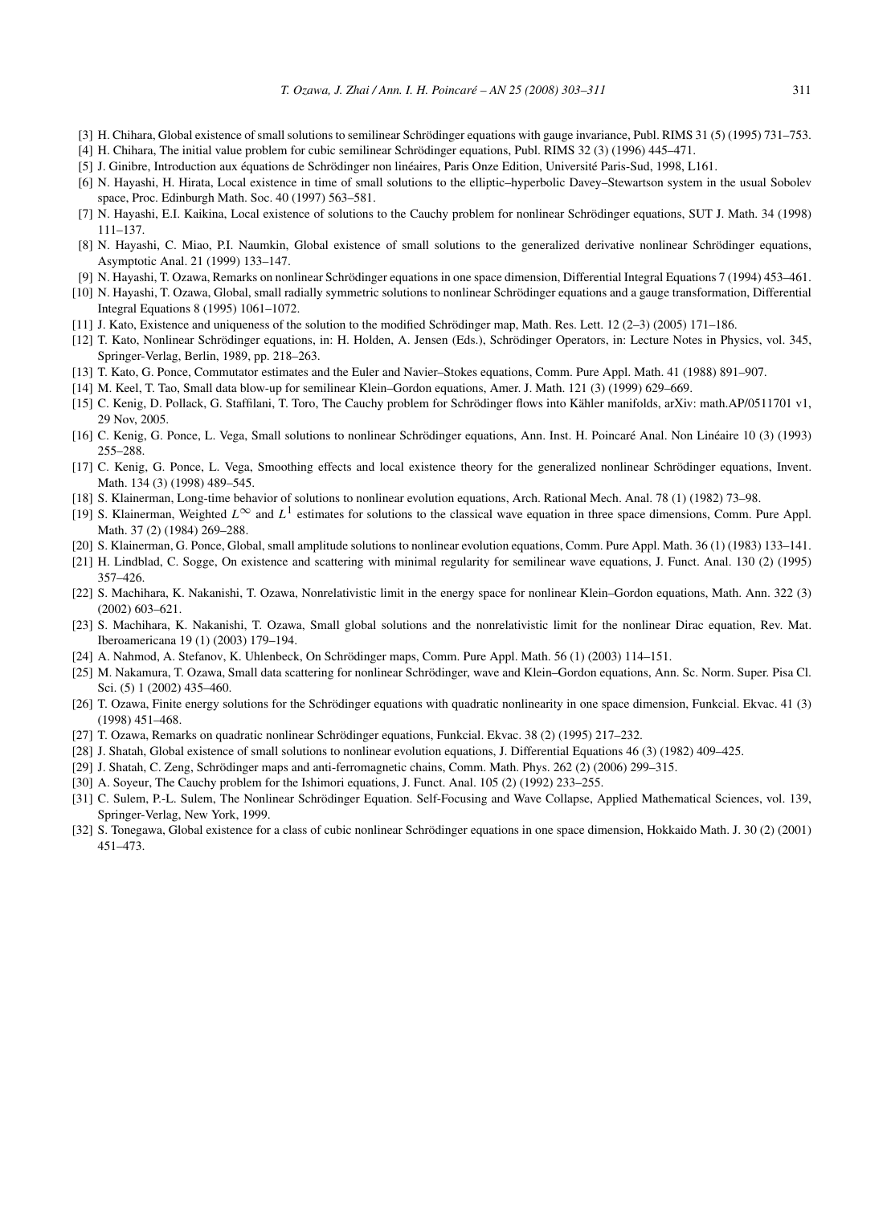[3] H. Chihara, Global existence of small solutions to semilinear Schrödinger equations with gauge invariance, Publ. RIMS 31 (5) (1995) 731–753.

[4] H. Chihara, The initial value problem for cubic semilinear Schrödinger equations, Publ. RIMS 32 (3) (1996) 445–471.

[5] J. Ginibre, Introduction aux équations de Schrödinger non linéaires, Paris Onze Edition, Université Paris-Sud, 1998, L161.

[6] N. Hayashi, H. Hirata, Local existence in time of small solutions to the elliptic–hyperbolic Davey–Stewartson system in the usual Sobolev space, Proc. Edinburgh Math. Soc. 40 (1997) 563–581.

[7] N. Hayashi, E.I. Kaikina, Local existence of solutions to the Cauchy problem for nonlinear Schrödinger equations, SUT J. Math. 34 (1998) 111–137.

[8] N. Hayashi, C. Miao, P.I. Naumkin, Global existence of small solutions to the generalized derivative nonlinear Schrödinger equations, Asymptotic Anal. 21 (1999) 133–147.

[9] N. Hayashi, T. Ozawa, Remarks on nonlinear Schrödinger equations in one space dimension, Differential Integral Equations 7 (1994) 453–461.

[10] N. Hayashi, T. Ozawa, Global, small radially symmetric solutions to nonlinear Schrödinger equations and a gauge transformation, Differential Integral Equations 8 (1995) 1061–1072.

[11] J. Kato, Existence and uniqueness of the solution to the modified Schrödinger map, Math. Res. Lett. 12 (2–3) (2005) 171–186.

[12] T. Kato, Nonlinear Schrödinger equations, in: H. Holden, A. Jensen (Eds.), Schrödinger Operators, in: Lecture Notes in Physics, vol. 345, Springer-Verlag, Berlin, 1989, pp. 218–263.

[13] T. Kato, G. Ponce, Commutator estimates and the Euler and Navier–Stokes equations, Comm. Pure Appl. Math. 41 (1988) 891–907.

[14] M. Keel, T. Tao, Small data blow-up for semilinear Klein–Gordon equations, Amer. J. Math. 121 (3) (1999) 629–669.

[15] C. Kenig, D. Pollack, G. Staffilani, T. Toro, The Cauchy problem for Schrödinger flows into Kähler manifolds, arXiv: math.AP/0511701 v1, 29 Nov, 2005.

[16] C. Kenig, G. Ponce, L. Vega, Small solutions to nonlinear Schrödinger equations, Ann. Inst. H. Poincaré Anal. Non Linéaire 10 (3) (1993) 255–288.

[17] C. Kenig, G. Ponce, L. Vega, Smoothing effects and local existence theory for the generalized nonlinear Schrödinger equations, Invent. Math. 134 (3) (1998) 489–545.

[18] S. Klainerman, Long-time behavior of solutions to nonlinear evolution equations, Arch. Rational Mech. Anal. 78 (1) (1982) 73–98.

[19] S. Klainerman, Weighted $L^{\infty}$ and $L^{1}$ estimates for solutions to the classical wave equation in three space dimensions, Comm. Pure Appl. Math. 37 (2) (1984) 269–288.

[20] S. Klainerman, G. Ponce, Global, small amplitude solutions to nonlinear evolution equations, Comm. Pure Appl. Math. 36 (1) (1983) 133–141.

[21] H. Lindblad, C. Sogge, On existence and scattering with minimal regularity for semilinear wave equations, J. Funct. Anal. 130 (2) (1995) 357–426.

[22] S. Machihara, K. Nakanishi, T. Ozawa, Nonrelativistic limit in the energy space for nonlinear Klein–Gordon equations, Math. Ann. 322 (3) (2002) 603–621.

[23] S. Machihara, K. Nakanishi, T. Ozawa, Small global solutions and the nonrelativistic limit for the nonlinear Dirac equation, Rev. Mat. Iberoamericana 19 (1) (2003) 179–194.

[24] A. Nahmod, A. Stefanov, K. Uhlenbeck, On Schrödinger maps, Comm. Pure Appl. Math. 56 (1) (2003) 114–151.

[25] M. Nakamura, T. Ozawa, Small data scattering for nonlinear Schrödinger, wave and Klein–Gordon equations, Ann. Sc. Norm. Super. Pisa Cl. Sci. (5) 1 (2002) 435–460.

[26] T. Ozawa, Finite energy solutions for the Schrödinger equations with quadratic nonlinearity in one space dimension, Funkcial. Ekvac. 41 (3) (1998) 451–468.

[27] T. Ozawa, Remarks on quadratic nonlinear Schrödinger equations, Funkcial. Ekvac. 38 (2) (1995) 217–232.

[28] J. Shatah, Global existence of small solutions to nonlinear evolution equations, J. Differential Equations 46 (3) (1982) 409–425.

[29] J. Shatah, C. Zeng, Schrödinger maps and anti-ferromagnetic chains, Comm. Math. Phys. 262 (2) (2006) 299–315.

[30] A. Soyeur, The Cauchy problem for the Ishimori equations, J. Funct. Anal. 105 (2) (1992) 233–255.

[31] C. Sulem, P.-L. Sulem, The Nonlinear Schrödinger Equation. Self-Focusing and Wave Collapse, Applied Mathematical Sciences, vol. 139, Springer-Verlag, New York, 1999.

[32] S. Tonegawa, Global existence for a class of cubic nonlinear Schrödinger equations in one space dimension, Hokkaido Math. J. 30 (2) (2001) 451–473.